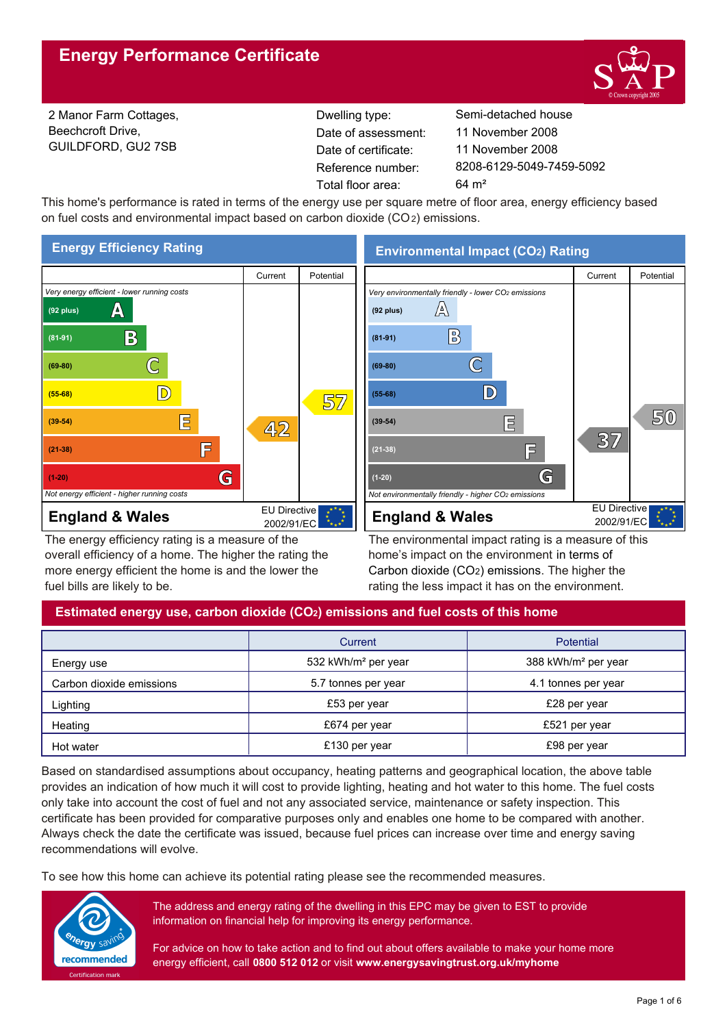# Energy Performance Certificate

2 Manor Farm Cottages,
Beechcroft Drive,
GUILDFORD, GU2 7SB

| | |
|---|---|
| Dwelling type: | Semi-detached house |
| Date of assessment: | 11 November 2008 |
| Date of certificate: | 11 November 2008 |
| Reference number: | 8208-6129-5049-7459-5092 |
| Total floor area: | 64 m² |

This home's performance is rated in terms of the energy use per square metre of floor area, energy efficiency based on fuel costs and environmental impact based on carbon dioxide ($CO_2$) emissions.

## Energy Efficiency Rating

| | Current | Potential |
|---|---|---|
| *Very energy efficient - lower running costs* | | |
| (92 plus) A | | |
| (81-91) B | | |
| (69-80) C | | |
| (55-68) D | | 57 |
| (39-54) E | 42 | |
| (21-38) F | | |
| (1-20) G | | |
| *Not energy efficient - higher running costs* | | |

**England & Wales** — EU Directive 2002/91/EC

The energy efficiency rating is a measure of the overall efficiency of a home. The higher the rating the more energy efficient the home is and the lower the fuel bills are likely to be.

## Environmental Impact ($CO_2$) Rating

| | Current | Potential |
|---|---|---|
| *Very environmentally friendly - lower $CO_2$ emissions* | | |
| (92 plus) A | | |
| (81-91) B | | |
| (69-80) C | | |
| (55-68) D | | |
| (39-54) E | | 50 |
| (21-38) F | 37 | |
| (1-20) G | | |
| *Not environmentally friendly - higher $CO_2$ emissions* | | |

**England & Wales** — EU Directive 2002/91/EC

The environmental impact rating is a measure of this home's impact on the environment in terms of Carbon dioxide ($CO_2$) emissions. The higher the rating the less impact it has on the environment.

## Estimated energy use, carbon dioxide ($CO_2$) emissions and fuel costs of this home

| | Current | Potential |
|---|---|---|
| Energy use | 532 kWh/m² per year | 388 kWh/m² per year |
| Carbon dioxide emissions | 5.7 tonnes per year | 4.1 tonnes per year |
| Lighting | £53 per year | £28 per year |
| Heating | £674 per year | £521 per year |
| Hot water | £130 per year | £98 per year |

Based on standardised assumptions about occupancy, heating patterns and geographical location, the above table provides an indication of how much it will cost to provide lighting, heating and hot water to this home. The fuel costs only take into account the cost of fuel and not any associated service, maintenance or safety inspection. This certificate has been provided for comparative purposes only and enables one home to be compared with another. Always check the date the certificate was issued, because fuel prices can increase over time and energy saving recommendations will evolve.

To see how this home can achieve its potential rating please see the recommended measures.

The address and energy rating of the dwelling in this EPC may be given to EST to provide information on financial help for improving its energy performance.

For advice on how to take action and to find out about offers available to make your home more energy efficient, call **0800 512 012** or visit **www.energysavingtrust.org.uk/myhome**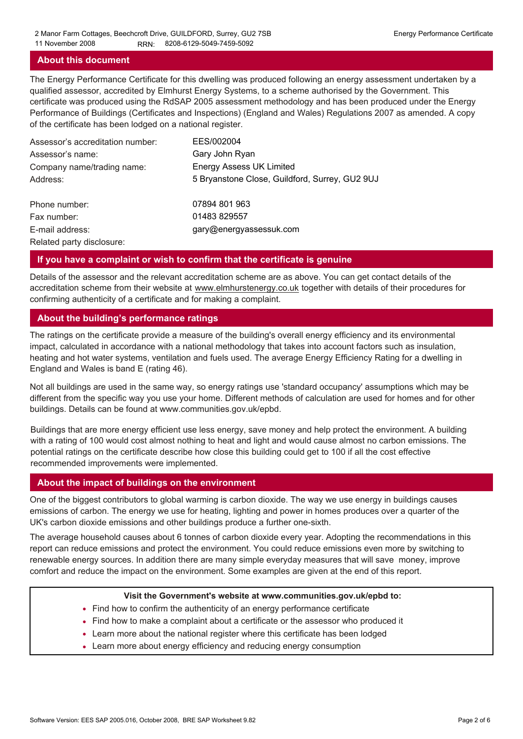## About this document

The Energy Performance Certificate for this dwelling was produced following an energy assessment undertaken by a qualified assessor, accredited by Elmhurst Energy Systems, to a scheme authorised by the Government. This certificate was produced using the RdSAP 2005 assessment methodology and has been produced under the Energy Performance of Buildings (Certificates and Inspections) (England and Wales) Regulations 2007 as amended. A copy of the certificate has been lodged on a national register.

| | |
|---|---|
| Assessor's accreditation number: | EES/002004 |
| Assessor's name: | Gary John Ryan |
| Company name/trading name: | Energy Assess UK Limited |
| Address: | 5 Bryanstone Close, Guildford, Surrey, GU2 9UJ |
| Phone number: | 07894 801 963 |
| Fax number: | 01483 829557 |
| E-mail address: | gary@energyassessuk.com |
| Related party disclosure: | |

## If you have a complaint or wish to confirm that the certificate is genuine

Details of the assessor and the relevant accreditation scheme are as above. You can get contact details of the accreditation scheme from their website at www.elmhurstenergy.co.uk together with details of their procedures for confirming authenticity of a certificate and for making a complaint.

## About the building's performance ratings

The ratings on the certificate provide a measure of the building's overall energy efficiency and its environmental impact, calculated in accordance with a national methodology that takes into account factors such as insulation, heating and hot water systems, ventilation and fuels used. The average Energy Efficiency Rating for a dwelling in England and Wales is band E (rating 46).

Not all buildings are used in the same way, so energy ratings use 'standard occupancy' assumptions which may be different from the specific way you use your home. Different methods of calculation are used for homes and for other buildings. Details can be found at www.communities.gov.uk/epbd.

Buildings that are more energy efficient use less energy, save money and help protect the environment. A building with a rating of 100 would cost almost nothing to heat and light and would cause almost no carbon emissions. The potential ratings on the certificate describe how close this building could get to 100 if all the cost effective recommended improvements were implemented.

## About the impact of buildings on the environment

One of the biggest contributors to global warming is carbon dioxide. The way we use energy in buildings causes emissions of carbon. The energy we use for heating, lighting and power in homes produces over a quarter of the UK's carbon dioxide emissions and other buildings produce a further one-sixth.

The average household causes about 6 tonnes of carbon dioxide every year. Adopting the recommendations in this report can reduce emissions and protect the environment. You could reduce emissions even more by switching to renewable energy sources. In addition there are many simple everyday measures that will save money, improve comfort and reduce the impact on the environment. Some examples are given at the end of this report.

**Visit the Government's website at www.communities.gov.uk/epbd to:**

- Find how to confirm the authenticity of an energy performance certificate
- Find how to make a complaint about a certificate or the assessor who produced it
- Learn more about the national register where this certificate has been lodged
- Learn more about energy efficiency and reducing energy consumption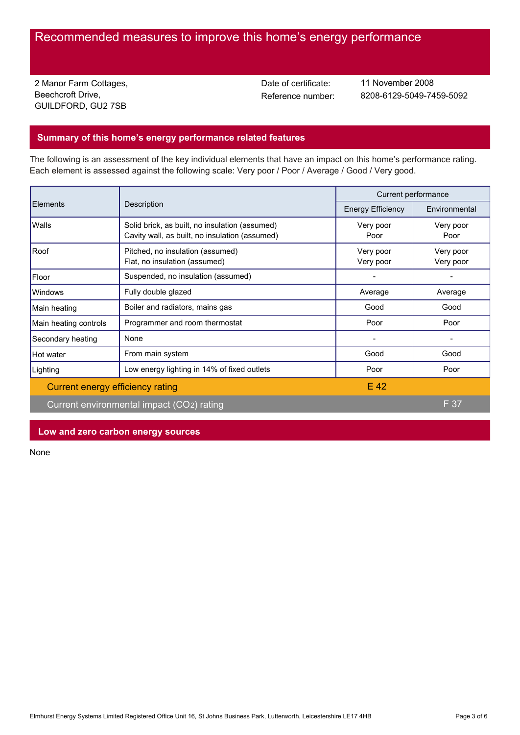# Recommended measures to improve this home's energy performance

2 Manor Farm Cottages,
Beechcroft Drive,
GUILDFORD, GU2 7SB

Date of certificate: 11 November 2008
Reference number: 8208-6129-5049-7459-5092

## Summary of this home's energy performance related features

The following is an assessment of the key individual elements that have an impact on this home's performance rating. Each element is assessed against the following scale: Very poor / Poor / Average / Good / Very good.

| Elements | Description | Current performance | |
|---|---|---|---|
| | | Energy Efficiency | Environmental |
| Walls | Solid brick, as built, no insulation (assumed)<br>Cavity wall, as built, no insulation (assumed) | Very poor<br>Poor | Very poor<br>Poor |
| Roof | Pitched, no insulation (assumed)<br>Flat, no insulation (assumed) | Very poor<br>Very poor | Very poor<br>Very poor |
| Floor | Suspended, no insulation (assumed) | - | - |
| Windows | Fully double glazed | Average | Average |
| Main heating | Boiler and radiators, mains gas | Good | Good |
| Main heating controls | Programmer and room thermostat | Poor | Poor |
| Secondary heating | None | - | - |
| Hot water | From main system | Good | Good |
| Lighting | Low energy lighting in 14% of fixed outlets | Poor | Poor |
| Current energy efficiency rating | | E 42 | |
| Current environmental impact ($CO_2$) rating | | | F 37 |

## Low and zero carbon energy sources

None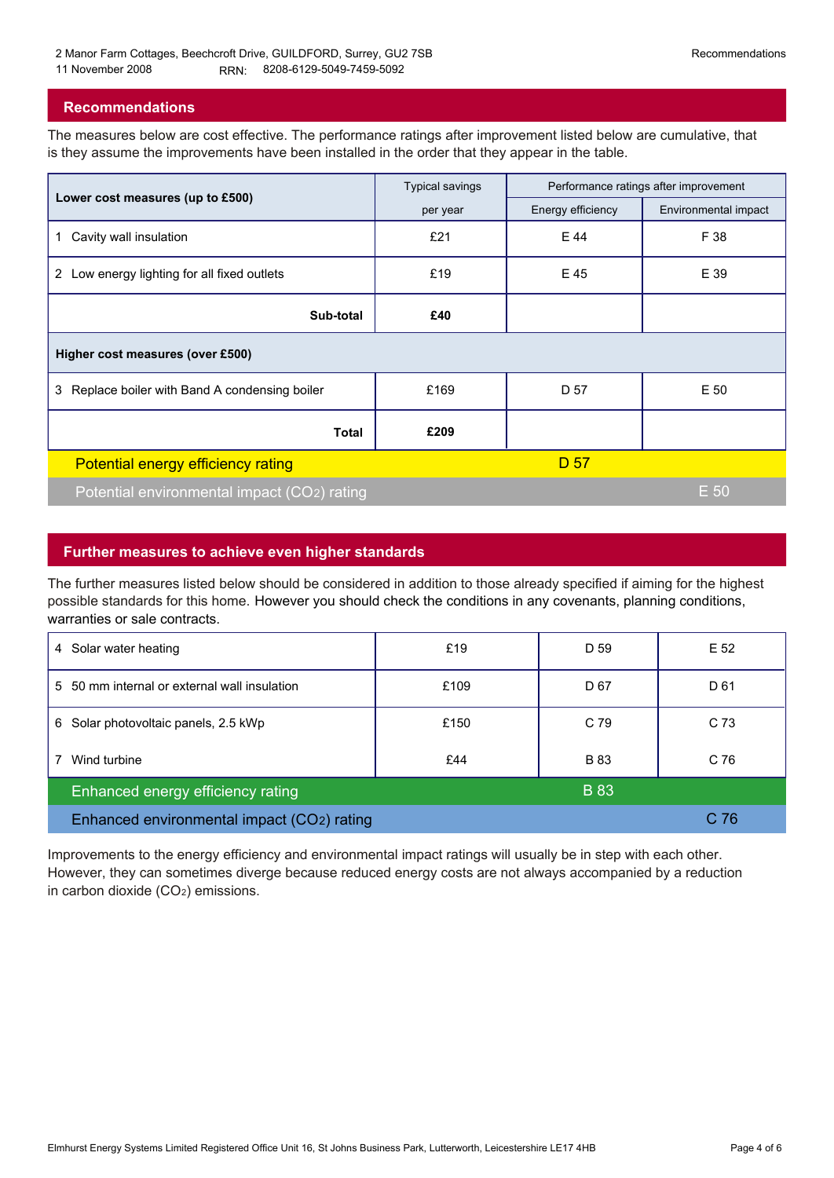2 Manor Farm Cottages, Beechcroft Drive, GUILDFORD, Surrey, GU2 7SB
11 November 2008 RRN: 8208-6129-5049-7459-5092

## Recommendations

The measures below are cost effective. The performance ratings after improvement listed below are cumulative, that is they assume the improvements have been installed in the order that they appear in the table.

| Lower cost measures (up to £500) | Typical savings per year | Performance ratings after improvement | |
|---|---|---|---|
| | | Energy efficiency | Environmental impact |
| 1 Cavity wall insulation | £21 | E 44 | F 38 |
| 2 Low energy lighting for all fixed outlets | £19 | E 45 | E 39 |
| **Sub-total** | **£40** | | |
| **Higher cost measures (over £500)** | | | |
| 3 Replace boiler with Band A condensing boiler | £169 | D 57 | E 50 |
| **Total** | **£209** | | |
| Potential energy efficiency rating | | D 57 | |
| Potential environmental impact ($CO_2$) rating | | | E 50 |

## Further measures to achieve even higher standards

The further measures listed below should be considered in addition to those already specified if aiming for the highest possible standards for this home. However you should check the conditions in any covenants, planning conditions, warranties or sale contracts.

| Measure | Typical savings per year | Energy efficiency | Environmental impact |
|---|---|---|---|
| 4 Solar water heating | £19 | D 59 | E 52 |
| 5 50 mm internal or external wall insulation | £109 | D 67 | D 61 |
| 6 Solar photovoltaic panels, 2.5 kWp | £150 | C 79 | C 73 |
| 7 Wind turbine | £44 | B 83 | C 76 |
| Enhanced energy efficiency rating | | B 83 | |
| Enhanced environmental impact ($CO_2$) rating | | | C 76 |

Improvements to the energy efficiency and environmental impact ratings will usually be in step with each other. However, they can sometimes diverge because reduced energy costs are not always accompanied by a reduction in carbon dioxide ($CO_2$) emissions.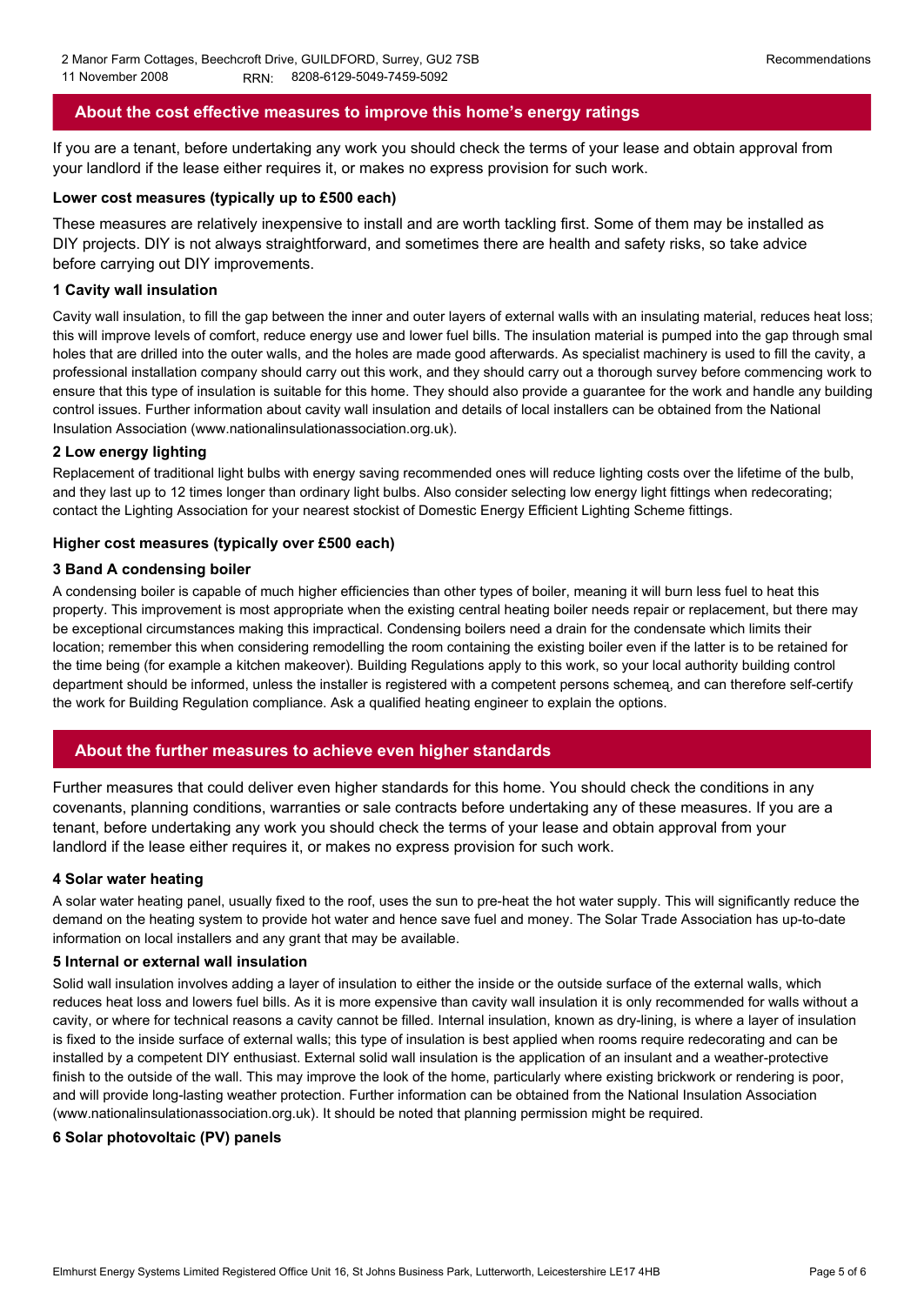## About the cost effective measures to improve this home's energy ratings

If you are a tenant, before undertaking any work you should check the terms of your lease and obtain approval from your landlord if the lease either requires it, or makes no express provision for such work.

**Lower cost measures (typically up to £500 each)**

These measures are relatively inexpensive to install and are worth tackling first. Some of them may be installed as DIY projects. DIY is not always straightforward, and sometimes there are health and safety risks, so take advice before carrying out DIY improvements.

### 1 Cavity wall insulation

Cavity wall insulation, to fill the gap between the inner and outer layers of external walls with an insulating material, reduces heat loss; this will improve levels of comfort, reduce energy use and lower fuel bills. The insulation material is pumped into the gap through smal holes that are drilled into the outer walls, and the holes are made good afterwards. As specialist machinery is used to fill the cavity, a professional installation company should carry out this work, and they should carry out a thorough survey before commencing work to ensure that this type of insulation is suitable for this home. They should also provide a guarantee for the work and handle any building control issues. Further information about cavity wall insulation and details of local installers can be obtained from the National Insulation Association (www.nationalinsulationassociation.org.uk).

### 2 Low energy lighting

Replacement of traditional light bulbs with energy saving recommended ones will reduce lighting costs over the lifetime of the bulb, and they last up to 12 times longer than ordinary light bulbs. Also consider selecting low energy light fittings when redecorating; contact the Lighting Association for your nearest stockist of Domestic Energy Efficient Lighting Scheme fittings.

**Higher cost measures (typically over £500 each)**

### 3 Band A condensing boiler

A condensing boiler is capable of much higher efficiencies than other types of boiler, meaning it will burn less fuel to heat this property. This improvement is most appropriate when the existing central heating boiler needs repair or replacement, but there may be exceptional circumstances making this impractical. Condensing boilers need a drain for the condensate which limits their location; remember this when considering remodelling the room containing the existing boiler even if the latter is to be retained for the time being (for example a kitchen makeover). Building Regulations apply to this work, so your local authority building control department should be informed, unless the installer is registered with a competent persons schemeą, and can therefore self-certify the work for Building Regulation compliance. Ask a qualified heating engineer to explain the options.

## About the further measures to achieve even higher standards

Further measures that could deliver even higher standards for this home. You should check the conditions in any covenants, planning conditions, warranties or sale contracts before undertaking any of these measures. If you are a tenant, before undertaking any work you should check the terms of your lease and obtain approval from your landlord if the lease either requires it, or makes no express provision for such work.

### 4 Solar water heating

A solar water heating panel, usually fixed to the roof, uses the sun to pre-heat the hot water supply. This will significantly reduce the demand on the heating system to provide hot water and hence save fuel and money. The Solar Trade Association has up-to-date information on local installers and any grant that may be available.

### 5 Internal or external wall insulation

Solid wall insulation involves adding a layer of insulation to either the inside or the outside surface of the external walls, which reduces heat loss and lowers fuel bills. As it is more expensive than cavity wall insulation it is only recommended for walls without a cavity, or where for technical reasons a cavity cannot be filled. Internal insulation, known as dry-lining, is where a layer of insulation is fixed to the inside surface of external walls; this type of insulation is best applied when rooms require redecorating and can be installed by a competent DIY enthusiast. External solid wall insulation is the application of an insulant and a weather-protective finish to the outside of the wall. This may improve the look of the home, particularly where existing brickwork or rendering is poor, and will provide long-lasting weather protection. Further information can be obtained from the National Insulation Association (www.nationalinsulationassociation.org.uk). It should be noted that planning permission might be required.

### 6 Solar photovoltaic (PV) panels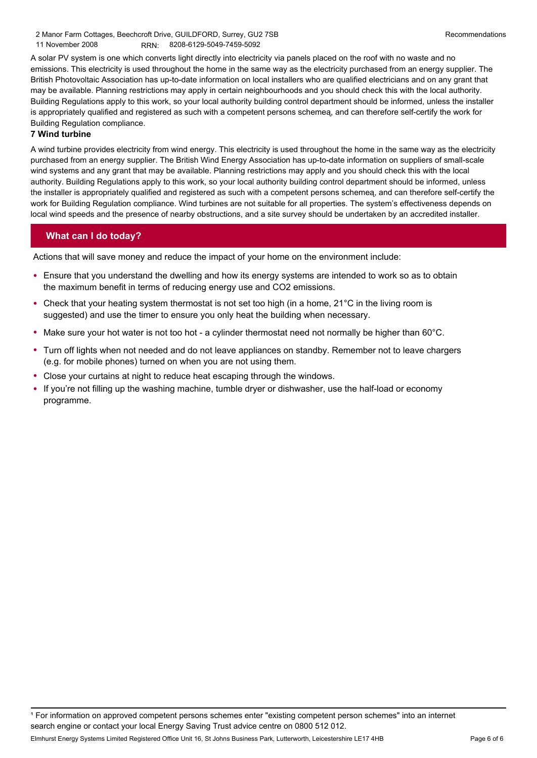A solar PV system is one which converts light directly into electricity via panels placed on the roof with no waste and no emissions. This electricity is used throughout the home in the same way as the electricity purchased from an energy supplier. The British Photovoltaic Association has up-to-date information on local installers who are qualified electricians and on any grant that may be available. Planning restrictions may apply in certain neighbourhoods and you should check this with the local authority. Building Regulations apply to this work, so your local authority building control department should be informed, unless the installer is appropriately qualified and registered as such with a competent persons scheme[1], and can therefore self-certify the work for Building Regulation compliance.

**7 Wind turbine**

A wind turbine provides electricity from wind energy. This electricity is used throughout the home in the same way as the electricity purchased from an energy supplier. The British Wind Energy Association has up-to-date information on suppliers of small-scale wind systems and any grant that may be available. Planning restrictions may apply and you should check this with the local authority. Building Regulations apply to this work, so your local authority building control department should be informed, unless the installer is appropriately qualified and registered as such with a competent persons scheme[1], and can therefore self-certify the work for Building Regulation compliance. Wind turbines are not suitable for all properties. The system's effectiveness depends on local wind speeds and the presence of nearby obstructions, and a site survey should be undertaken by an accredited installer.

## What can I do today?

Actions that will save money and reduce the impact of your home on the environment include:

- Ensure that you understand the dwelling and how its energy systems are intended to work so as to obtain the maximum benefit in terms of reducing energy use and $CO_2$ emissions.
- Check that your heating system thermostat is not set too high (in a home, 21°C in the living room is suggested) and use the timer to ensure you only heat the building when necessary.
- Make sure your hot water is not too hot - a cylinder thermostat need not normally be higher than 60°C.
- Turn off lights when not needed and do not leave appliances on standby. Remember not to leave chargers (e.g. for mobile phones) turned on when you are not using them.
- Close your curtains at night to reduce heat escaping through the windows.
- If you're not filling up the washing machine, tumble dryer or dishwasher, use the half-load or economy programme.

[1] For information on approved competent persons schemes enter "existing competent person schemes" into an internet search engine or contact your local Energy Saving Trust advice centre on 0800 512 012.